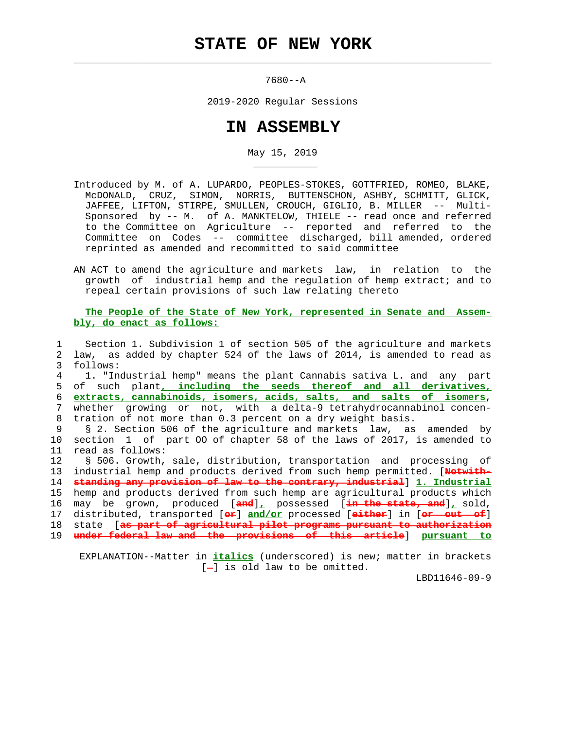# STATE OF NEW YORK

7680--A

2019-2020 Regular Sessions

# IN ASSEMBLY

May 15, 2019

Introduced by M. of A. LUPARDO, PEOPLES-STOKES, GOTTFRIED, ROMEO, BLAKE, McDONALD, CRUZ, SIMON, NORRIS, BUTTENSCHON, ASHBY, SCHMITT, GLICK, JAFFEE, LIFTON, STIRPE, SMULLEN, CROUCH, GIGLIO, B. MILLER -- Multi-Sponsored by -- M. of A. MANKTELOW, THIELE -- read once and referred to the Committee on Agriculture -- reported and referred to the Committee on Codes -- committee discharged, bill amended, ordered reprinted as amended and recommitted to said committee

AN ACT to amend the agriculture and markets law, in relation to the growth of industrial hemp and the regulation of hemp extract; and to repeal certain provisions of such law relating thereto

**The People of the State of New York, represented in Senate and Assembly, do enact as follows:**

1 Section 1. Subdivision 1 of section 505 of the agriculture and markets
2 law, as added by chapter 524 of the laws of 2014, is amended to read as
3 follows:
4 1. "Industrial hemp" means the plant Cannabis sativa L. and any part
5 of such plant*, including the seeds thereof and all derivatives,*
6 *extracts, cannabinoids, isomers, acids, salts, and salts of isomers*,
7 whether growing or not, with a delta-9 tetrahydrocannabinol concen-
8 tration of not more than 0.3 percent on a dry weight basis.
9 § 2. Section 506 of the agriculture and markets law, as amended by
10 section 1 of part OO of chapter 58 of the laws of 2017, is amended to
11 read as follows:
12 § 506. Growth, sale, distribution, transportation and processing of
13 industrial hemp and products derived from such hemp permitted. [~~Notwith-~~
14 ~~standing any provision of law to the contrary, industrial~~] *1. Industrial*
15 hemp and products derived from such hemp are agricultural products which
16 may be grown, produced [~~and~~]*,* possessed [~~in the state, and~~]*,* sold,
17 distributed, transported [~~or~~] *and/or* processed [~~either~~] in [~~or out of~~]
18 state [~~as part of agricultural pilot programs pursuant to authorization~~
19 ~~under federal law and the provisions of this article~~] *pursuant to*

EXPLANATION--Matter in *italics* (underscored) is new; matter in brackets [-] is old law to be omitted.

LBD11646-09-9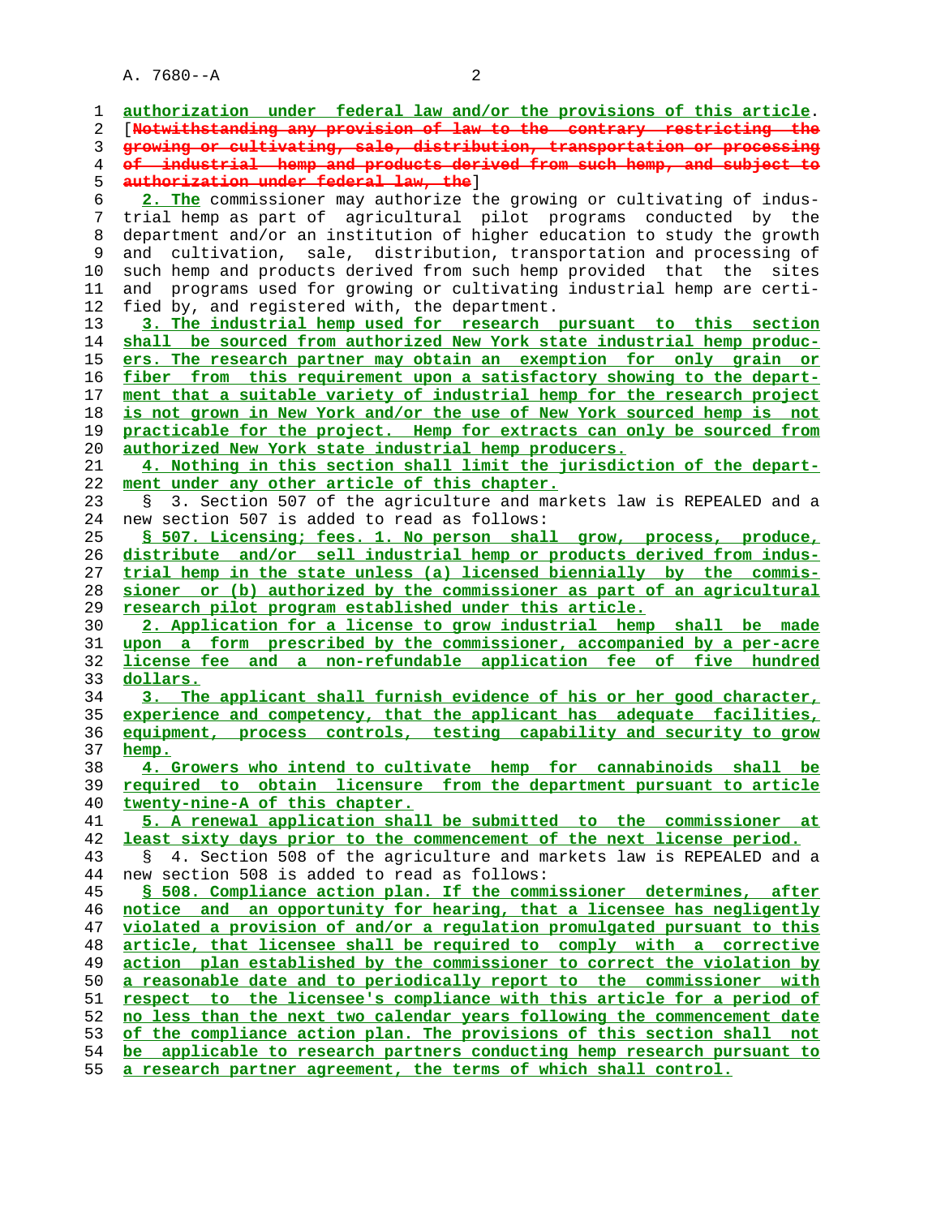authorization under federal law and/or the provisions of this article. [Notwithstanding any provision of law to the contrary restricting the growing or cultivating, sale, distribution, transportation or processing of industrial hemp and products derived from such hemp, and subject to authorization under federal law, the]

2. The commissioner may authorize the growing or cultivating of industrial hemp as part of agricultural pilot programs conducted by the department and/or an institution of higher education to study the growth and cultivation, sale, distribution, transportation and processing of such hemp and products derived from such hemp provided that the sites and programs used for growing or cultivating industrial hemp are certified by, and registered with, the department.

3. The industrial hemp used for research pursuant to this section shall be sourced from authorized New York state industrial hemp producers. The research partner may obtain an exemption for only grain or fiber from this requirement upon a satisfactory showing to the department that a suitable variety of industrial hemp for the research project is not grown in New York and/or the use of New York sourced hemp is not practicable for the project. Hemp for extracts can only be sourced from authorized New York state industrial hemp producers.

4. Nothing in this section shall limit the jurisdiction of the department under any other article of this chapter.

§ 3. Section 507 of the agriculture and markets law is REPEALED and a new section 507 is added to read as follows:

§ 507. Licensing; fees. 1. No person shall grow, process, produce, distribute and/or sell industrial hemp or products derived from industrial hemp in the state unless (a) licensed biennially by the commissioner or (b) authorized by the commissioner as part of an agricultural research pilot program established under this article.

2. Application for a license to grow industrial hemp shall be made upon a form prescribed by the commissioner, accompanied by a per-acre license fee and a non-refundable application fee of five hundred dollars.

3. The applicant shall furnish evidence of his or her good character, experience and competency, that the applicant has adequate facilities, equipment, process controls, testing capability and security to grow hemp.

4. Growers who intend to cultivate hemp for cannabinoids shall be required to obtain licensure from the department pursuant to article twenty-nine-A of this chapter.

5. A renewal application shall be submitted to the commissioner at least sixty days prior to the commencement of the next license period.

§ 4. Section 508 of the agriculture and markets law is REPEALED and a new section 508 is added to read as follows:

§ 508. Compliance action plan. If the commissioner determines, after notice and an opportunity for hearing, that a licensee has negligently violated a provision of and/or a regulation promulgated pursuant to this article, that licensee shall be required to comply with a corrective action plan established by the commissioner to correct the violation by a reasonable date and to periodically report to the commissioner with respect to the licensee's compliance with this article for a period of no less than the next two calendar years following the commencement date of the compliance action plan. The provisions of this section shall not be applicable to research partners conducting hemp research pursuant to a research partner agreement, the terms of which shall control.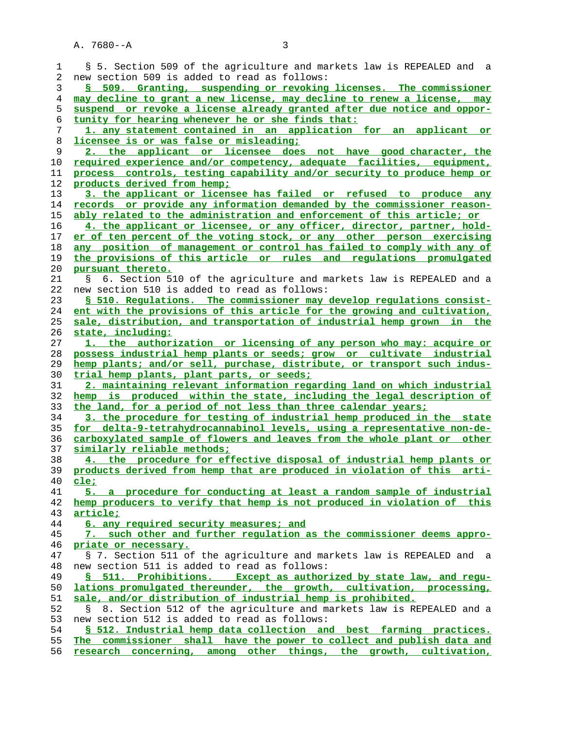§ 5. Section 509 of the agriculture and markets law is REPEALED and a new section 509 is added to read as follows:

§ 509. Granting, suspending or revoking licenses. The commissioner may decline to grant a new license, may decline to renew a license, may suspend or revoke a license already granted after due notice and opportunity for hearing whenever he or she finds that:

1. any statement contained in an application for an applicant or licensee is or was false or misleading;

2. the applicant or licensee does not have good character, the required experience and/or competency, adequate facilities, equipment, process controls, testing capability and/or security to produce hemp or products derived from hemp;

3. the applicant or licensee has failed or refused to produce any records or provide any information demanded by the commissioner reasonably related to the administration and enforcement of this article; or

4. the applicant or licensee, or any officer, director, partner, holder of ten percent of the voting stock, or any other person exercising any position of management or control has failed to comply with any of the provisions of this article or rules and regulations promulgated pursuant thereto.

§ 6. Section 510 of the agriculture and markets law is REPEALED and a new section 510 is added to read as follows:

§ 510. Regulations. The commissioner may develop regulations consistent with the provisions of this article for the growing and cultivation, sale, distribution, and transportation of industrial hemp grown in the state, including:

1. the authorization or licensing of any person who may: acquire or possess industrial hemp plants or seeds; grow or cultivate industrial hemp plants; and/or sell, purchase, distribute, or transport such industrial hemp plants, plant parts, or seeds;

2. maintaining relevant information regarding land on which industrial hemp is produced within the state, including the legal description of the land, for a period of not less than three calendar years;

3. the procedure for testing of industrial hemp produced in the state for delta-9-tetrahydrocannabinol levels, using a representative non-decarboxylated sample of flowers and leaves from the whole plant or other similarly reliable methods;

4. the procedure for effective disposal of industrial hemp plants or products derived from hemp that are produced in violation of this article;

5. a procedure for conducting at least a random sample of industrial hemp producers to verify that hemp is not produced in violation of this article;

6. any required security measures; and

7. such other and further regulation as the commissioner deems appropriate or necessary.

§ 7. Section 511 of the agriculture and markets law is REPEALED and a new section 511 is added to read as follows:

§ 511. Prohibitions. Except as authorized by state law, and regulations promulgated thereunder, the growth, cultivation, processing, sale, and/or distribution of industrial hemp is prohibited.

§ 8. Section 512 of the agriculture and markets law is REPEALED and a new section 512 is added to read as follows:

§ 512. Industrial hemp data collection and best farming practices. The commissioner shall have the power to collect and publish data and research concerning, among other things, the growth, cultivation,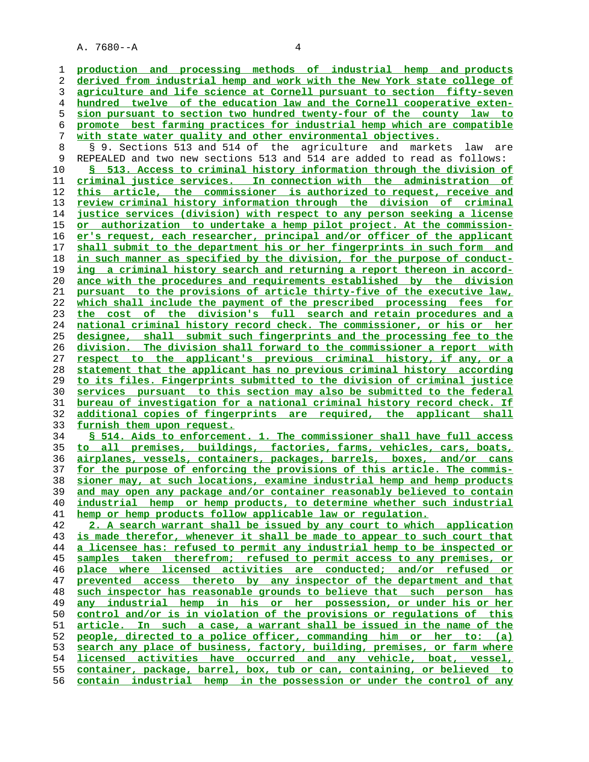production and processing methods of industrial hemp and products derived from industrial hemp and work with the New York state college of agriculture and life science at Cornell pursuant to section fifty-seven hundred twelve of the education law and the Cornell cooperative extension pursuant to section two hundred twenty-four of the county law to promote best farming practices for industrial hemp which are compatible with state water quality and other environmental objectives.

§ 9. Sections 513 and 514 of the agriculture and markets law are REPEALED and two new sections 513 and 514 are added to read as follows:

§ 513. Access to criminal history information through the division of criminal justice services. In connection with the administration of this article, the commissioner is authorized to request, receive and review criminal history information through the division of criminal justice services (division) with respect to any person seeking a license or authorization to undertake a hemp pilot project. At the commissioner's request, each researcher, principal and/or officer of the applicant shall submit to the department his or her fingerprints in such form and in such manner as specified by the division, for the purpose of conducting a criminal history search and returning a report thereon in accordance with the procedures and requirements established by the division pursuant to the provisions of article thirty-five of the executive law, which shall include the payment of the prescribed processing fees for the cost of the division's full search and retain procedures and a national criminal history record check. The commissioner, or his or her designee, shall submit such fingerprints and the processing fee to the division. The division shall forward to the commissioner a report with respect to the applicant's previous criminal history, if any, or a statement that the applicant has no previous criminal history according to its files. Fingerprints submitted to the division of criminal justice services pursuant to this section may also be submitted to the federal bureau of investigation for a national criminal history record check. If additional copies of fingerprints are required, the applicant shall furnish them upon request.

§ 514. Aids to enforcement. 1. The commissioner shall have full access to all premises, buildings, factories, farms, vehicles, cars, boats, airplanes, vessels, containers, packages, barrels, boxes, and/or cans for the purpose of enforcing the provisions of this article. The commissioner may, at such locations, examine industrial hemp and hemp products and may open any package and/or container reasonably believed to contain industrial hemp or hemp products, to determine whether such industrial hemp or hemp products follow applicable law or regulation.

2. A search warrant shall be issued by any court to which application is made therefor, whenever it shall be made to appear to such court that a licensee has: refused to permit any industrial hemp to be inspected or samples taken therefrom; refused to permit access to any premises, or place where licensed activities are conducted; and/or refused or prevented access thereto by any inspector of the department and that such inspector has reasonable grounds to believe that such person has any industrial hemp in his or her possession, or under his or her control and/or is in violation of the provisions or regulations of this article. In such a case, a warrant shall be issued in the name of the people, directed to a police officer, commanding him or her to: (a) search any place of business, factory, building, premises, or farm where licensed activities have occurred and any vehicle, boat, vessel, container, package, barrel, box, tub or can, containing, or believed to contain industrial hemp in the possession or under the control of any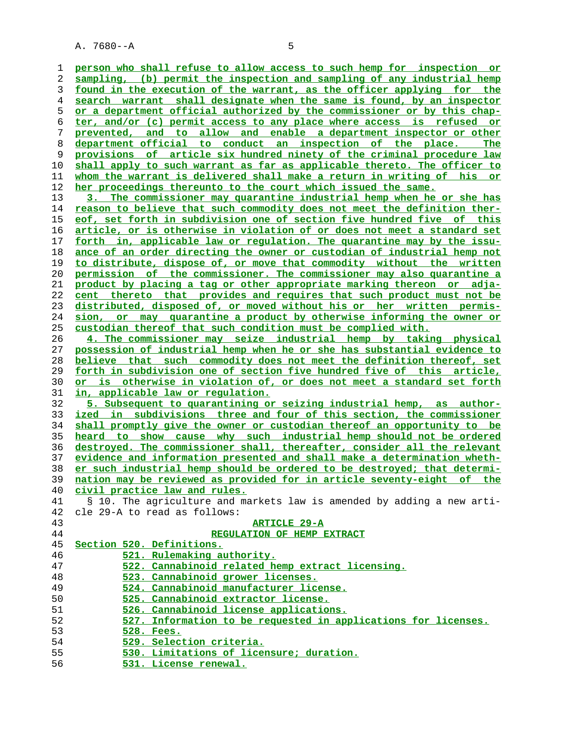person who shall refuse to allow access to such hemp for inspection or sampling, (b) permit the inspection and sampling of any industrial hemp found in the execution of the warrant, as the officer applying for the search warrant shall designate when the same is found, by an inspector or a department official authorized by the commissioner or by this chapter, and/or (c) permit access to any place where access is refused or prevented, and to allow and enable a department inspector or other department official to conduct an inspection of the place. The provisions of article six hundred ninety of the criminal procedure law shall apply to such warrant as far as applicable thereto. The officer to whom the warrant is delivered shall make a return in writing of his or her proceedings thereunto to the court which issued the same.

3. The commissioner may quarantine industrial hemp when he or she has reason to believe that such commodity does not meet the definition thereof, set forth in subdivision one of section five hundred five of this article, or is otherwise in violation of or does not meet a standard set forth in, applicable law or regulation. The quarantine may by the issuance of an order directing the owner or custodian of industrial hemp not to distribute, dispose of, or move that commodity without the written permission of the commissioner. The commissioner may also quarantine a product by placing a tag or other appropriate marking thereon or adjacent thereto that provides and requires that such product must not be distributed, disposed of, or moved without his or her written permission, or may quarantine a product by otherwise informing the owner or custodian thereof that such condition must be complied with.

4. The commissioner may seize industrial hemp by taking physical possession of industrial hemp when he or she has substantial evidence to believe that such commodity does not meet the definition thereof, set forth in subdivision one of section five hundred five of this article, or is otherwise in violation of, or does not meet a standard set forth in, applicable law or regulation.

5. Subsequent to quarantining or seizing industrial hemp, as authorized in subdivisions three and four of this section, the commissioner shall promptly give the owner or custodian thereof an opportunity to be heard to show cause why such industrial hemp should not be ordered destroyed. The commissioner shall, thereafter, consider all the relevant evidence and information presented and shall make a determination whether such industrial hemp should be ordered to be destroyed; that determination may be reviewed as provided for in article seventy-eight of the civil practice law and rules.

§ 10. The agriculture and markets law is amended by adding a new article 29-A to read as follows:

ARTICLE 29-A

REGULATION OF HEMP EXTRACT

Section 520. Definitions.
521. Rulemaking authority.
522. Cannabinoid related hemp extract licensing.
523. Cannabinoid grower licenses.
524. Cannabinoid manufacturer license.
525. Cannabinoid extractor license.
526. Cannabinoid license applications.
527. Information to be requested in applications for licenses.
528. Fees.
529. Selection criteria.
530. Limitations of licensure; duration.
531. License renewal.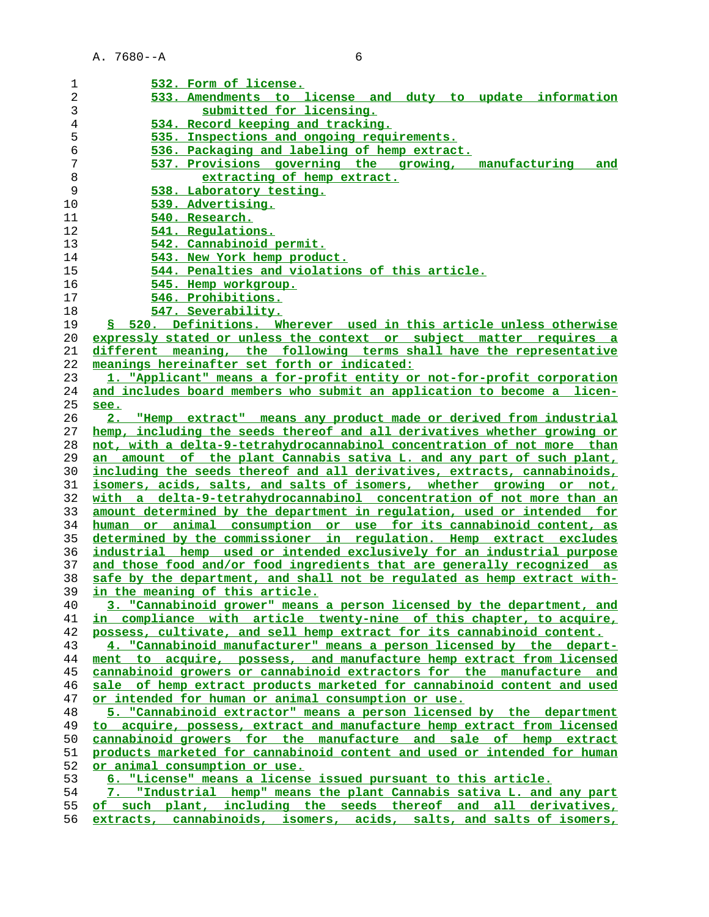532. Form of license.
533. Amendments to license and duty to update information submitted for licensing.
534. Record keeping and tracking.
535. Inspections and ongoing requirements.
536. Packaging and labeling of hemp extract.
537. Provisions governing the growing, manufacturing and extracting of hemp extract.
538. Laboratory testing.
539. Advertising.
540. Research.
541. Regulations.
542. Cannabinoid permit.
543. New York hemp product.
544. Penalties and violations of this article.
545. Hemp workgroup.
546. Prohibitions.
547. Severability.

§ 520. Definitions. Wherever used in this article unless otherwise expressly stated or unless the context or subject matter requires a different meaning, the following terms shall have the representative meanings hereinafter set forth or indicated:

1. "Applicant" means a for-profit entity or not-for-profit corporation and includes board members who submit an application to become a licensee.

2. "Hemp extract" means any product made or derived from industrial hemp, including the seeds thereof and all derivatives whether growing or not, with a delta-9-tetrahydrocannabinol concentration of not more than an amount of the plant Cannabis sativa L. and any part of such plant, including the seeds thereof and all derivatives, extracts, cannabinoids, isomers, acids, salts, and salts of isomers, whether growing or not, with a delta-9-tetrahydrocannabinol concentration of not more than an amount determined by the department in regulation, used or intended for human or animal consumption or use for its cannabinoid content, as determined by the commissioner in regulation. Hemp extract excludes industrial hemp used or intended exclusively for an industrial purpose and those food and/or food ingredients that are generally recognized as safe by the department, and shall not be regulated as hemp extract within the meaning of this article.

3. "Cannabinoid grower" means a person licensed by the department, and in compliance with article twenty-nine of this chapter, to acquire, possess, cultivate, and sell hemp extract for its cannabinoid content.

4. "Cannabinoid manufacturer" means a person licensed by the department to acquire, possess, and manufacture hemp extract from licensed cannabinoid growers or cannabinoid extractors for the manufacture and sale of hemp extract products marketed for cannabinoid content and used or intended for human or animal consumption or use.

5. "Cannabinoid extractor" means a person licensed by the department to acquire, possess, extract and manufacture hemp extract from licensed cannabinoid growers for the manufacture and sale of hemp extract products marketed for cannabinoid content and used or intended for human or animal consumption or use.

6. "License" means a license issued pursuant to this article.

7. "Industrial hemp" means the plant Cannabis sativa L. and any part of such plant, including the seeds thereof and all derivatives, extracts, cannabinoids, isomers, acids, salts, and salts of isomers,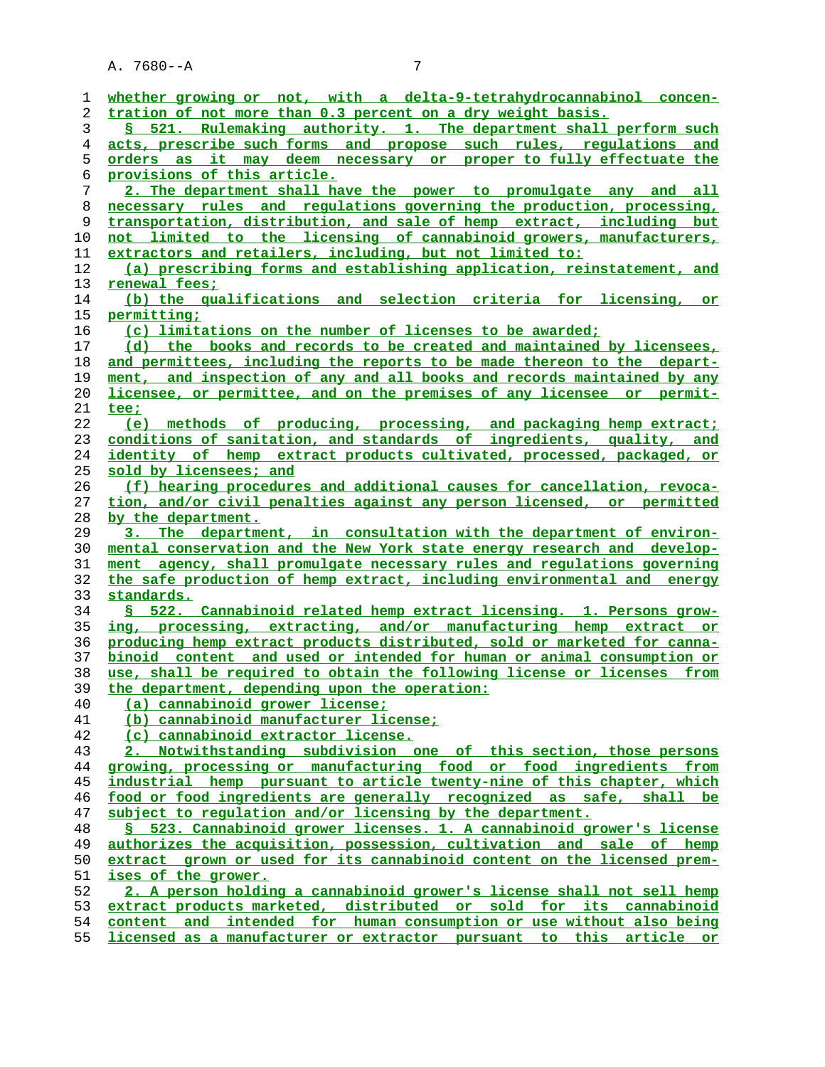whether growing or not, with a delta-9-tetrahydrocannabinol concentration of not more than 0.3 percent on a dry weight basis.

§ 521. Rulemaking authority. 1. The department shall perform such acts, prescribe such forms and propose such rules, regulations and orders as it may deem necessary or proper to fully effectuate the provisions of this article.

2. The department shall have the power to promulgate any and all necessary rules and regulations governing the production, processing, transportation, distribution, and sale of hemp extract, including but not limited to the licensing of cannabinoid growers, manufacturers, extractors and retailers, including, but not limited to:

(a) prescribing forms and establishing application, reinstatement, and renewal fees;

(b) the qualifications and selection criteria for licensing, or permitting;

(c) limitations on the number of licenses to be awarded;

(d) the books and records to be created and maintained by licensees, and permittees, including the reports to be made thereon to the department, and inspection of any and all books and records maintained by any licensee, or permittee, and on the premises of any licensee or permittee;

(e) methods of producing, processing, and packaging hemp extract; conditions of sanitation, and standards of ingredients, quality, and identity of hemp extract products cultivated, processed, packaged, or sold by licensees; and

(f) hearing procedures and additional causes for cancellation, revocation, and/or civil penalties against any person licensed, or permitted by the department.

3. The department, in consultation with the department of environmental conservation and the New York state energy research and development agency, shall promulgate necessary rules and regulations governing the safe production of hemp extract, including environmental and energy standards.

§ 522. Cannabinoid related hemp extract licensing. 1. Persons growing, processing, extracting, and/or manufacturing hemp extract or producing hemp extract products distributed, sold or marketed for cannabinoid content and used or intended for human or animal consumption or use, shall be required to obtain the following license or licenses from the department, depending upon the operation:

(a) cannabinoid grower license;

(b) cannabinoid manufacturer license;

(c) cannabinoid extractor license.

2. Notwithstanding subdivision one of this section, those persons growing, processing or manufacturing food or food ingredients from industrial hemp pursuant to article twenty-nine of this chapter, which food or food ingredients are generally recognized as safe, shall be subject to regulation and/or licensing by the department.

§ 523. Cannabinoid grower licenses. 1. A cannabinoid grower's license authorizes the acquisition, possession, cultivation and sale of hemp extract grown or used for its cannabinoid content on the licensed premises of the grower.

2. A person holding a cannabinoid grower's license shall not sell hemp extract products marketed, distributed or sold for its cannabinoid content and intended for human consumption or use without also being licensed as a manufacturer or extractor pursuant to this article or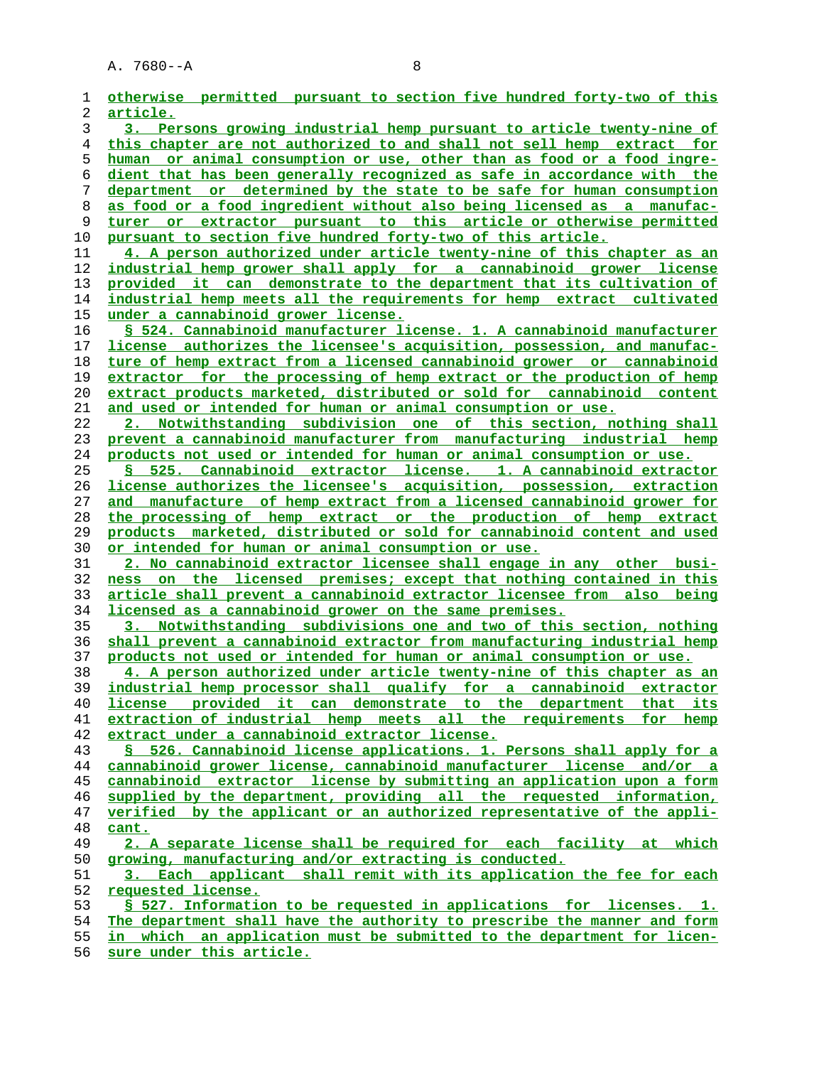otherwise permitted pursuant to section five hundred forty-two of this article.

3. Persons growing industrial hemp pursuant to article twenty-nine of this chapter are not authorized to and shall not sell hemp extract for human or animal consumption or use, other than as food or a food ingredient that has been generally recognized as safe in accordance with the department or determined by the state to be safe for human consumption as food or a food ingredient without also being licensed as a manufacturer or extractor pursuant to this article or otherwise permitted pursuant to section five hundred forty-two of this article.

4. A person authorized under article twenty-nine of this chapter as an industrial hemp grower shall apply for a cannabinoid grower license provided it can demonstrate to the department that its cultivation of industrial hemp meets all the requirements for hemp extract cultivated under a cannabinoid grower license.

§ 524. Cannabinoid manufacturer license. 1. A cannabinoid manufacturer license authorizes the licensee's acquisition, possession, and manufacture of hemp extract from a licensed cannabinoid grower or cannabinoid extractor for the processing of hemp extract or the production of hemp extract products marketed, distributed or sold for cannabinoid content and used or intended for human or animal consumption or use.

2. Notwithstanding subdivision one of this section, nothing shall prevent a cannabinoid manufacturer from manufacturing industrial hemp products not used or intended for human or animal consumption or use.

§ 525. Cannabinoid extractor license. 1. A cannabinoid extractor license authorizes the licensee's acquisition, possession, extraction and manufacture of hemp extract from a licensed cannabinoid grower for the processing of hemp extract or the production of hemp extract products marketed, distributed or sold for cannabinoid content and used or intended for human or animal consumption or use.

2. No cannabinoid extractor licensee shall engage in any other business on the licensed premises; except that nothing contained in this article shall prevent a cannabinoid extractor licensee from also being licensed as a cannabinoid grower on the same premises.

3. Notwithstanding subdivisions one and two of this section, nothing shall prevent a cannabinoid extractor from manufacturing industrial hemp products not used or intended for human or animal consumption or use.

4. A person authorized under article twenty-nine of this chapter as an industrial hemp processor shall qualify for a cannabinoid extractor license provided it can demonstrate to the department that its extraction of industrial hemp meets all the requirements for hemp extract under a cannabinoid extractor license.

§ 526. Cannabinoid license applications. 1. Persons shall apply for a cannabinoid grower license, cannabinoid manufacturer license and/or a cannabinoid extractor license by submitting an application upon a form supplied by the department, providing all the requested information, verified by the applicant or an authorized representative of the applicant.

2. A separate license shall be required for each facility at which growing, manufacturing and/or extracting is conducted.

3. Each applicant shall remit with its application the fee for each requested license.

§ 527. Information to be requested in applications for licenses. 1. The department shall have the authority to prescribe the manner and form in which an application must be submitted to the department for licensure under this article.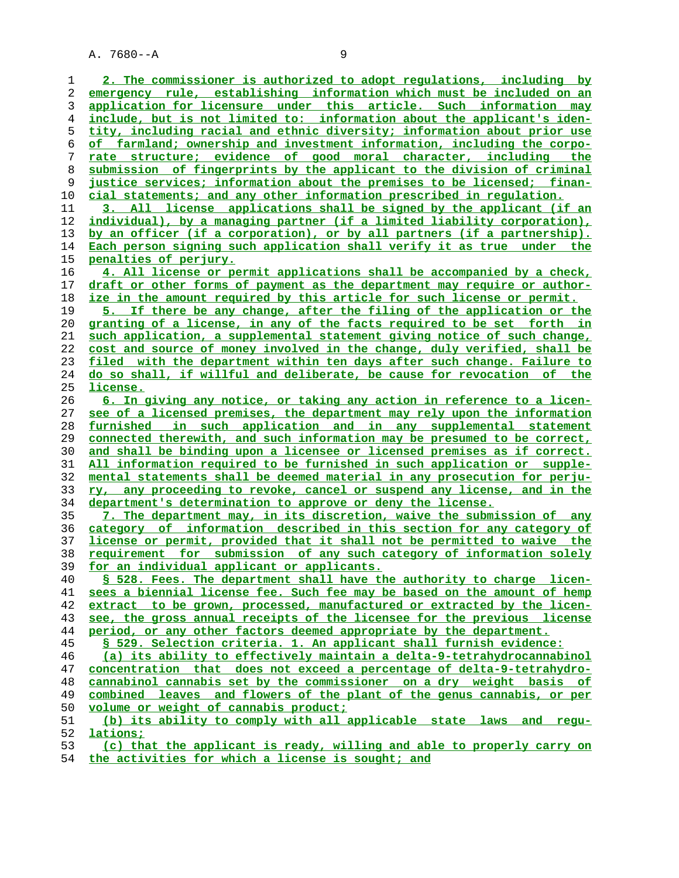2. The commissioner is authorized to adopt regulations, including by emergency rule, establishing information which must be included on an application for licensure under this article. Such information may include, but is not limited to: information about the applicant's identity, including racial and ethnic diversity; information about prior use of farmland; ownership and investment information, including the corporate structure; evidence of good moral character, including the submission of fingerprints by the applicant to the division of criminal justice services; information about the premises to be licensed; financial statements; and any other information prescribed in regulation.

3. All license applications shall be signed by the applicant (if an individual), by a managing partner (if a limited liability corporation), by an officer (if a corporation), or by all partners (if a partnership). Each person signing such application shall verify it as true under the penalties of perjury.

4. All license or permit applications shall be accompanied by a check, draft or other forms of payment as the department may require or authorize in the amount required by this article for such license or permit.

5. If there be any change, after the filing of the application or the granting of a license, in any of the facts required to be set forth in such application, a supplemental statement giving notice of such change, cost and source of money involved in the change, duly verified, shall be filed with the department within ten days after such change. Failure to do so shall, if willful and deliberate, be cause for revocation of the license.

6. In giving any notice, or taking any action in reference to a licensee of a licensed premises, the department may rely upon the information furnished in such application and in any supplemental statement connected therewith, and such information may be presumed to be correct, and shall be binding upon a licensee or licensed premises as if correct. All information required to be furnished in such application or supplemental statements shall be deemed material in any prosecution for perjury, any proceeding to revoke, cancel or suspend any license, and in the department's determination to approve or deny the license.

7. The department may, in its discretion, waive the submission of any category of information described in this section for any category of license or permit, provided that it shall not be permitted to waive the requirement for submission of any such category of information solely for an individual applicant or applicants.

§ 528. Fees. The department shall have the authority to charge licensees a biennial license fee. Such fee may be based on the amount of hemp extract to be grown, processed, manufactured or extracted by the licensee, the gross annual receipts of the licensee for the previous license period, or any other factors deemed appropriate by the department.

§ 529. Selection criteria. 1. An applicant shall furnish evidence:

(a) its ability to effectively maintain a delta-9-tetrahydrocannabinol concentration that does not exceed a percentage of delta-9-tetrahydrocannabinol cannabis set by the commissioner on a dry weight basis of combined leaves and flowers of the plant of the genus cannabis, or per volume or weight of cannabis product;

(b) its ability to comply with all applicable state laws and regulations;

(c) that the applicant is ready, willing and able to properly carry on the activities for which a license is sought; and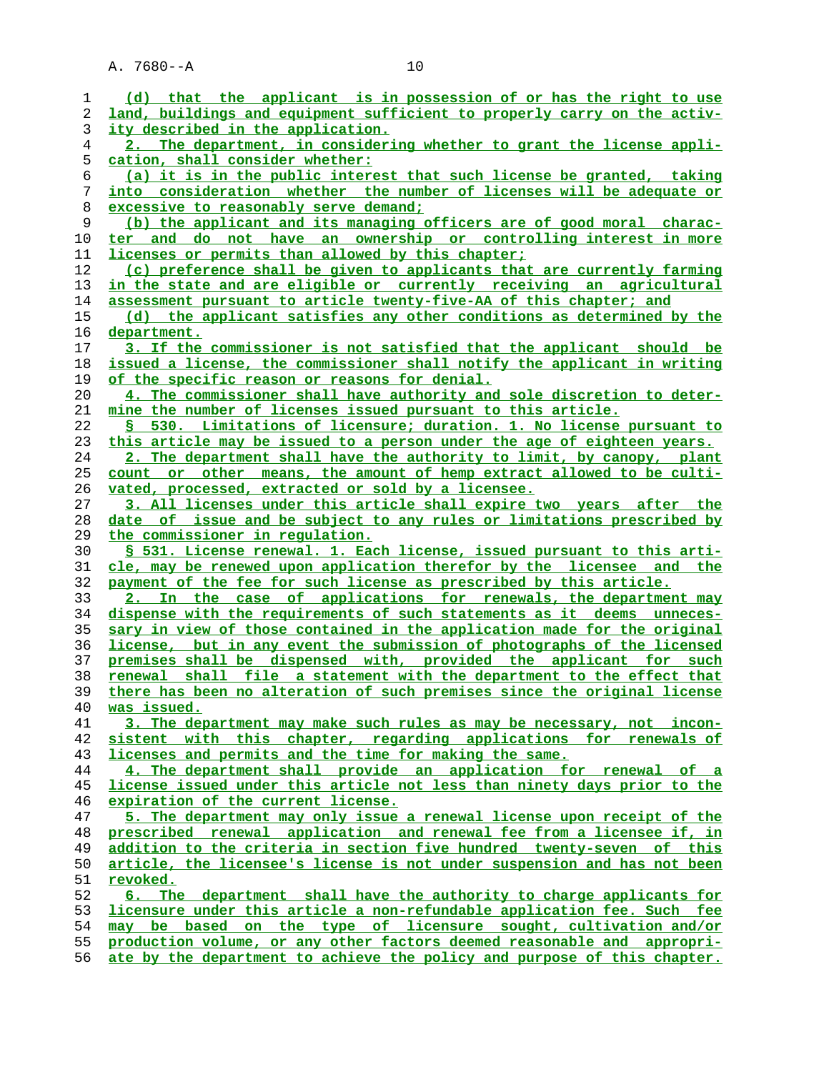(d) that the applicant is in possession of or has the right to use land, buildings and equipment sufficient to properly carry on the activity described in the application.

2. The department, in considering whether to grant the license application, shall consider whether:

(a) it is in the public interest that such license be granted, taking into consideration whether the number of licenses will be adequate or excessive to reasonably serve demand;

(b) the applicant and its managing officers are of good moral character and do not have an ownership or controlling interest in more licenses or permits than allowed by this chapter;

(c) preference shall be given to applicants that are currently farming in the state and are eligible or currently receiving an agricultural assessment pursuant to article twenty-five-AA of this chapter; and

(d) the applicant satisfies any other conditions as determined by the department.

3. If the commissioner is not satisfied that the applicant should be issued a license, the commissioner shall notify the applicant in writing of the specific reason or reasons for denial.

4. The commissioner shall have authority and sole discretion to determine the number of licenses issued pursuant to this article.

§ 530. Limitations of licensure; duration. 1. No license pursuant to this article may be issued to a person under the age of eighteen years.

2. The department shall have the authority to limit, by canopy, plant count or other means, the amount of hemp extract allowed to be cultivated, processed, extracted or sold by a licensee.

3. All licenses under this article shall expire two years after the date of issue and be subject to any rules or limitations prescribed by the commissioner in regulation.

§ 531. License renewal. 1. Each license, issued pursuant to this article, may be renewed upon application therefor by the licensee and the payment of the fee for such license as prescribed by this article.

2. In the case of applications for renewals, the department may dispense with the requirements of such statements as it deems unnecessary in view of those contained in the application made for the original license, but in any event the submission of photographs of the licensed premises shall be dispensed with, provided the applicant for such renewal shall file a statement with the department to the effect that there has been no alteration of such premises since the original license was issued.

3. The department may make such rules as may be necessary, not inconsistent with this chapter, regarding applications for renewals of licenses and permits and the time for making the same.

4. The department shall provide an application for renewal of a license issued under this article not less than ninety days prior to the expiration of the current license.

5. The department may only issue a renewal license upon receipt of the prescribed renewal application and renewal fee from a licensee if, in addition to the criteria in section five hundred twenty-seven of this article, the licensee's license is not under suspension and has not been revoked.

6. The department shall have the authority to charge applicants for licensure under this article a non-refundable application fee. Such fee may be based on the type of licensure sought, cultivation and/or production volume, or any other factors deemed reasonable and appropriate by the department to achieve the policy and purpose of this chapter.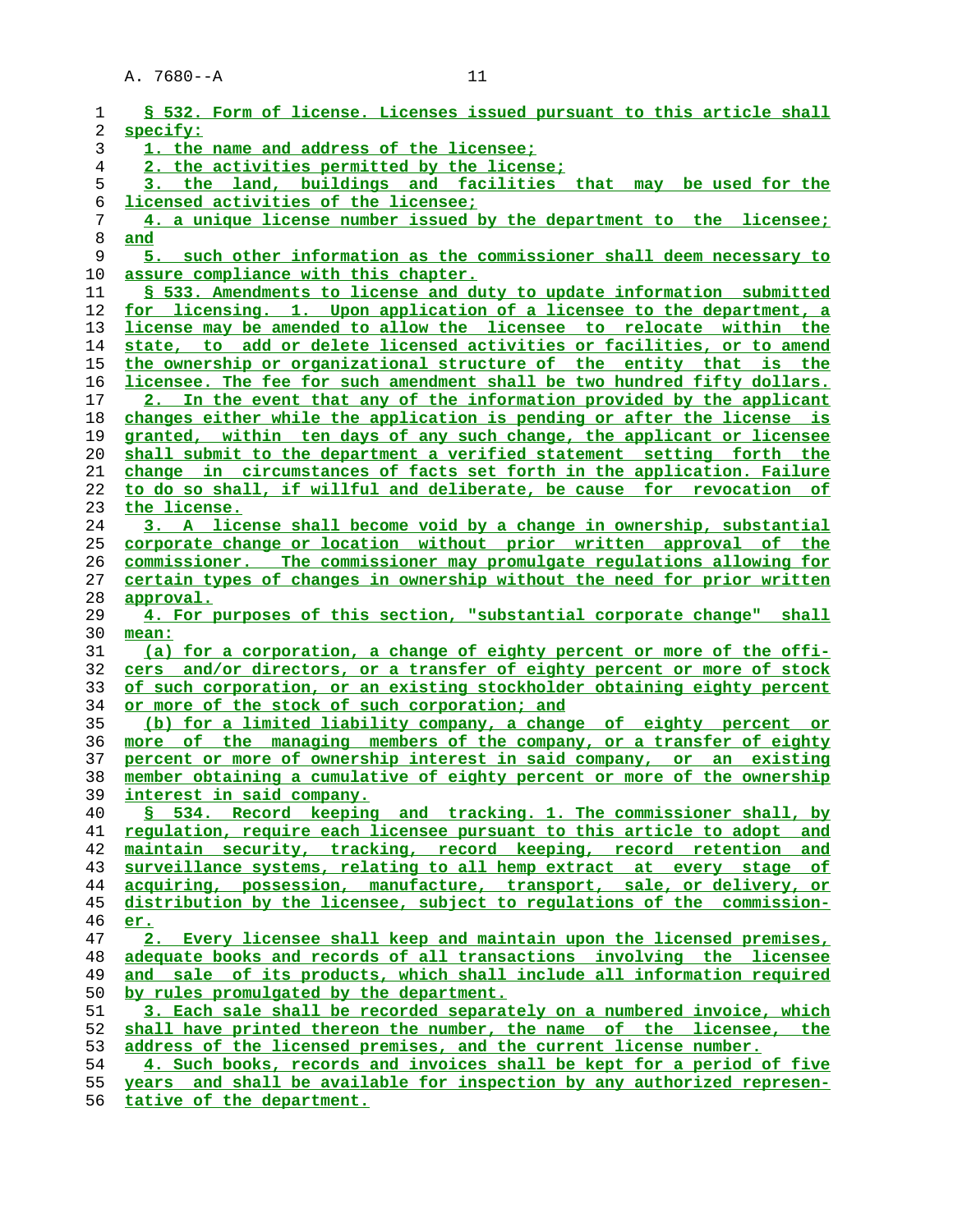§ 532. Form of license. Licenses issued pursuant to this article shall specify:

1. the name and address of the licensee;

2. the activities permitted by the license;

3. the land, buildings and facilities that may be used for the licensed activities of the licensee;

4. a unique license number issued by the department to the licensee; and

5. such other information as the commissioner shall deem necessary to assure compliance with this chapter.

§ 533. Amendments to license and duty to update information submitted for licensing. 1. Upon application of a licensee to the department, a license may be amended to allow the licensee to relocate within the state, to add or delete licensed activities or facilities, or to amend the ownership or organizational structure of the entity that is the licensee. The fee for such amendment shall be two hundred fifty dollars.

2. In the event that any of the information provided by the applicant changes either while the application is pending or after the license is granted, within ten days of any such change, the applicant or licensee shall submit to the department a verified statement setting forth the change in circumstances of facts set forth in the application. Failure to do so shall, if willful and deliberate, be cause for revocation of the license.

3. A license shall become void by a change in ownership, substantial corporate change or location without prior written approval of the commissioner. The commissioner may promulgate regulations allowing for certain types of changes in ownership without the need for prior written approval.

4. For purposes of this section, "substantial corporate change" shall mean:

(a) for a corporation, a change of eighty percent or more of the officers and/or directors, or a transfer of eighty percent or more of stock of such corporation, or an existing stockholder obtaining eighty percent or more of the stock of such corporation; and

(b) for a limited liability company, a change of eighty percent or more of the managing members of the company, or a transfer of eighty percent or more of ownership interest in said company, or an existing member obtaining a cumulative of eighty percent or more of the ownership interest in said company.

§ 534. Record keeping and tracking. 1. The commissioner shall, by regulation, require each licensee pursuant to this article to adopt and maintain security, tracking, record keeping, record retention and surveillance systems, relating to all hemp extract at every stage of acquiring, possession, manufacture, transport, sale, or delivery, or distribution by the licensee, subject to regulations of the commissioner.

2. Every licensee shall keep and maintain upon the licensed premises, adequate books and records of all transactions involving the licensee and sale of its products, which shall include all information required by rules promulgated by the department.

3. Each sale shall be recorded separately on a numbered invoice, which shall have printed thereon the number, the name of the licensee, the address of the licensed premises, and the current license number.

4. Such books, records and invoices shall be kept for a period of five years and shall be available for inspection by any authorized representative of the department.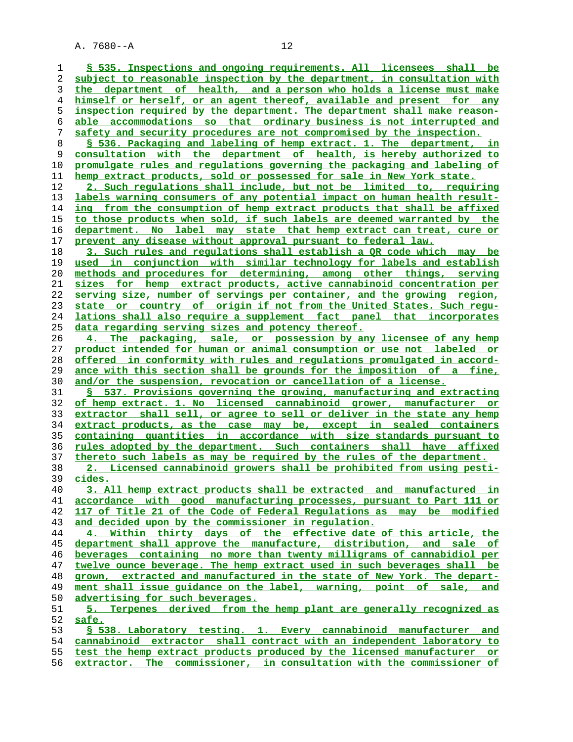§ 535. Inspections and ongoing requirements. All licensees shall be subject to reasonable inspection by the department, in consultation with the department of health, and a person who holds a license must make himself or herself, or an agent thereof, available and present for any inspection required by the department. The department shall make reasonable accommodations so that ordinary business is not interrupted and safety and security procedures are not compromised by the inspection.

§ 536. Packaging and labeling of hemp extract. 1. The department, in consultation with the department of health, is hereby authorized to promulgate rules and regulations governing the packaging and labeling of hemp extract products, sold or possessed for sale in New York state.

2. Such regulations shall include, but not be limited to, requiring labels warning consumers of any potential impact on human health resulting from the consumption of hemp extract products that shall be affixed to those products when sold, if such labels are deemed warranted by the department. No label may state that hemp extract can treat, cure or prevent any disease without approval pursuant to federal law.

3. Such rules and regulations shall establish a QR code which may be used in conjunction with similar technology for labels and establish methods and procedures for determining, among other things, serving sizes for hemp extract products, active cannabinoid concentration per serving size, number of servings per container, and the growing region, state or country of origin if not from the United States. Such regulations shall also require a supplement fact panel that incorporates data regarding serving sizes and potency thereof.

4. The packaging, sale, or possession by any licensee of any hemp product intended for human or animal consumption or use not labeled or offered in conformity with rules and regulations promulgated in accordance with this section shall be grounds for the imposition of a fine, and/or the suspension, revocation or cancellation of a license.

§ 537. Provisions governing the growing, manufacturing and extracting of hemp extract. 1. No licensed cannabinoid grower, manufacturer or extractor shall sell, or agree to sell or deliver in the state any hemp extract products, as the case may be, except in sealed containers containing quantities in accordance with size standards pursuant to rules adopted by the department. Such containers shall have affixed thereto such labels as may be required by the rules of the department.

2. Licensed cannabinoid growers shall be prohibited from using pesticides.

3. All hemp extract products shall be extracted and manufactured in accordance with good manufacturing processes, pursuant to Part 111 or 117 of Title 21 of the Code of Federal Regulations as may be modified and decided upon by the commissioner in regulation.

4. Within thirty days of the effective date of this article, the department shall approve the manufacture, distribution, and sale of beverages containing no more than twenty milligrams of cannabidiol per twelve ounce beverage. The hemp extract used in such beverages shall be grown, extracted and manufactured in the state of New York. The department shall issue guidance on the label, warning, point of sale, and advertising for such beverages.

5. Terpenes derived from the hemp plant are generally recognized as safe.

§ 538. Laboratory testing. 1. Every cannabinoid manufacturer and cannabinoid extractor shall contract with an independent laboratory to test the hemp extract products produced by the licensed manufacturer or extractor. The commissioner, in consultation with the commissioner of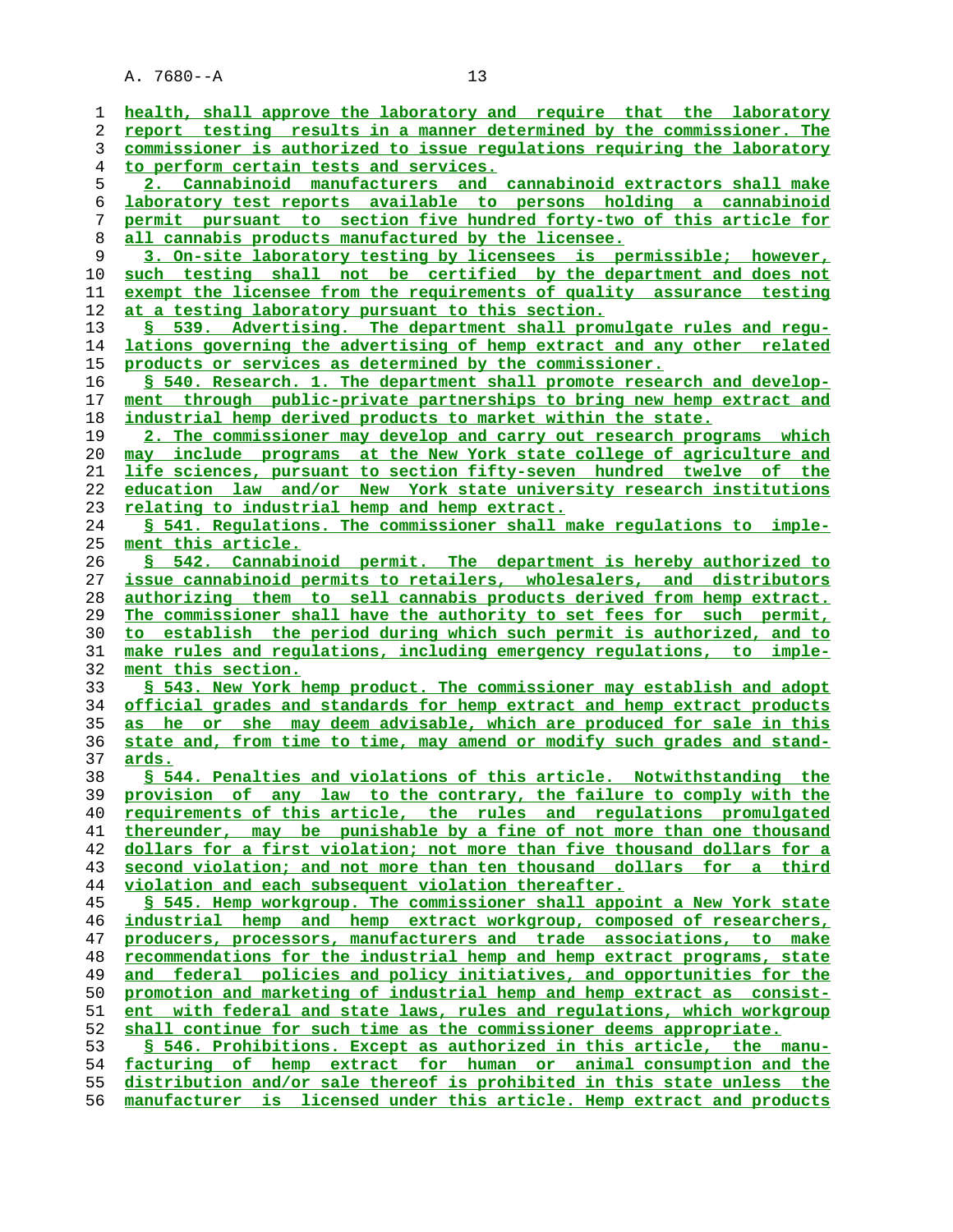health, shall approve the laboratory and require that the laboratory report testing results in a manner determined by the commissioner. The commissioner is authorized to issue regulations requiring the laboratory to perform certain tests and services.

2. Cannabinoid manufacturers and cannabinoid extractors shall make laboratory test reports available to persons holding a cannabinoid permit pursuant to section five hundred forty-two of this article for all cannabis products manufactured by the licensee.

3. On-site laboratory testing by licensees is permissible; however, such testing shall not be certified by the department and does not exempt the licensee from the requirements of quality assurance testing at a testing laboratory pursuant to this section.

§ 539. Advertising. The department shall promulgate rules and regulations governing the advertising of hemp extract and any other related products or services as determined by the commissioner.

§ 540. Research. 1. The department shall promote research and development through public-private partnerships to bring new hemp extract and industrial hemp derived products to market within the state.

2. The commissioner may develop and carry out research programs which may include programs at the New York state college of agriculture and life sciences, pursuant to section fifty-seven hundred twelve of the education law and/or New York state university research institutions relating to industrial hemp and hemp extract.

§ 541. Regulations. The commissioner shall make regulations to implement this article.

§ 542. Cannabinoid permit. The department is hereby authorized to issue cannabinoid permits to retailers, wholesalers, and distributors authorizing them to sell cannabis products derived from hemp extract. The commissioner shall have the authority to set fees for such permit, to establish the period during which such permit is authorized, and to make rules and regulations, including emergency regulations, to implement this section.

§ 543. New York hemp product. The commissioner may establish and adopt official grades and standards for hemp extract and hemp extract products as he or she may deem advisable, which are produced for sale in this state and, from time to time, may amend or modify such grades and standards.

§ 544. Penalties and violations of this article. Notwithstanding the provision of any law to the contrary, the failure to comply with the requirements of this article, the rules and regulations promulgated thereunder, may be punishable by a fine of not more than one thousand dollars for a first violation; not more than five thousand dollars for a second violation; and not more than ten thousand dollars for a third violation and each subsequent violation thereafter.

§ 545. Hemp workgroup. The commissioner shall appoint a New York state industrial hemp and hemp extract workgroup, composed of researchers, producers, processors, manufacturers and trade associations, to make recommendations for the industrial hemp and hemp extract programs, state and federal policies and policy initiatives, and opportunities for the promotion and marketing of industrial hemp and hemp extract as consistent with federal and state laws, rules and regulations, which workgroup shall continue for such time as the commissioner deems appropriate.

§ 546. Prohibitions. Except as authorized in this article, the manufacturing of hemp extract for human or animal consumption and the distribution and/or sale thereof is prohibited in this state unless the manufacturer is licensed under this article. Hemp extract and products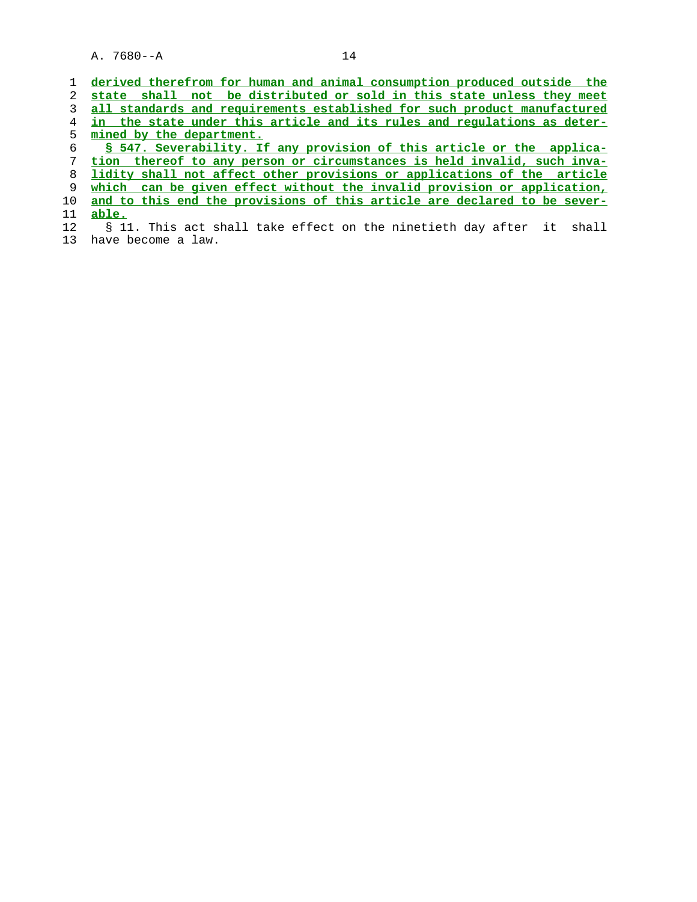derived therefrom for human and animal consumption produced outside the state shall not be distributed or sold in this state unless they meet all standards and requirements established for such product manufactured in the state under this article and its rules and regulations as determined by the department.

§ 547. Severability. If any provision of this article or the application thereof to any person or circumstances is held invalid, such invalidity shall not affect other provisions or applications of the article which can be given effect without the invalid provision or application, and to this end the provisions of this article are declared to be severable.

§ 11. This act shall take effect on the ninetieth day after it shall have become a law.